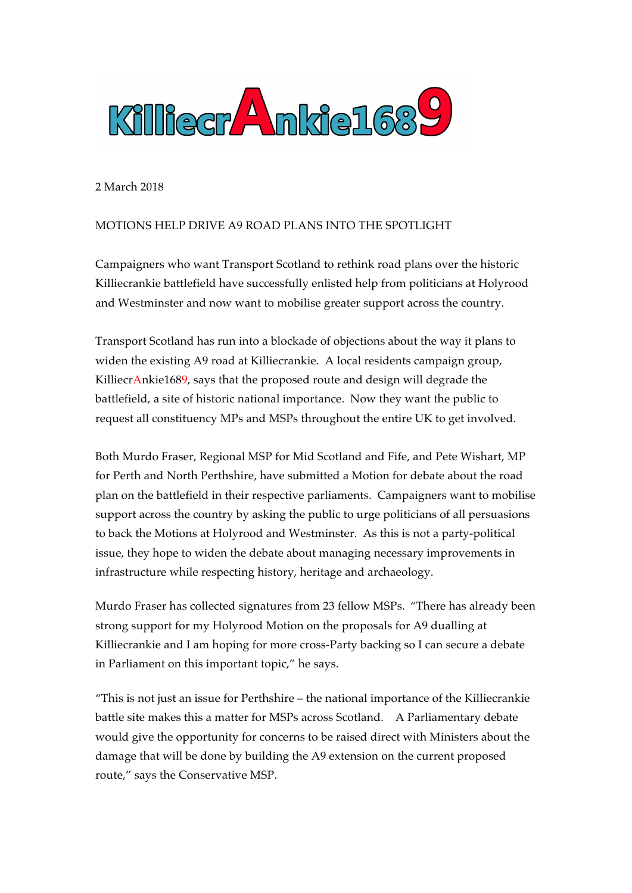# KilliecrAnkie1689

2 March 2018

MOTIONS HELP DRIVE A9 ROAD PLANS INTO THE SPOTLIGHT

Campaigners who want Transport Scotland to rethink road plans over the historic Killiecrankie battlefield have successfully enlisted help from politicians at Holyrood and Westminster and now want to mobilise greater support across the country.

Transport Scotland has run into a blockade of objections about the way it plans to widen the existing A9 road at Killiecrankie. A local residents campaign group, KilliecrAnkie1689, says that the proposed route and design will degrade the battlefield, a site of historic national importance. Now they want the public to request all constituency MPs and MSPs throughout the entire UK to get involved.

Both Murdo Fraser, Regional MSP for Mid Scotland and Fife, and Pete Wishart, MP for Perth and North Perthshire, have submitted a Motion for debate about the road plan on the battlefield in their respective parliaments. Campaigners want to mobilise support across the country by asking the public to urge politicians of all persuasions to back the Motions at Holyrood and Westminster. As this is not a party-political issue, they hope to widen the debate about managing necessary improvements in infrastructure while respecting history, heritage and archaeology.

Murdo Fraser has collected signatures from 23 fellow MSPs. "There has already been strong support for my Holyrood Motion on the proposals for A9 dualling at Killiecrankie and I am hoping for more cross-Party backing so I can secure a debate in Parliament on this important topic," he says.

"This is not just an issue for Perthshire – the national importance of the Killiecrankie battle site makes this a matter for MSPs across Scotland. A Parliamentary debate would give the opportunity for concerns to be raised direct with Ministers about the damage that will be done by building the A9 extension on the current proposed route," says the Conservative MSP.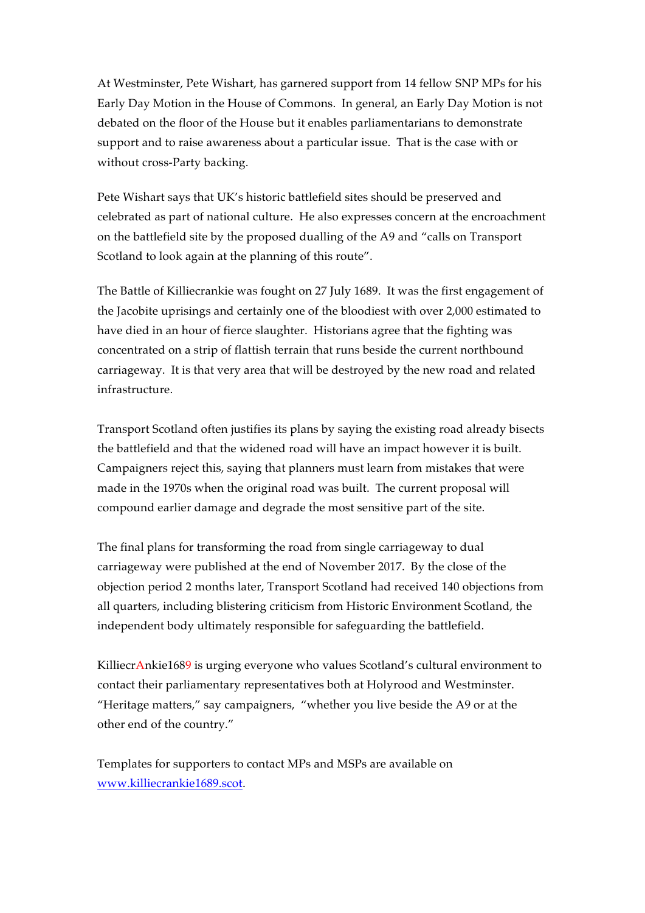At Westminster, Pete Wishart, has garnered support from 14 fellow SNP MPs for his Early Day Motion in the House of Commons. In general, an Early Day Motion is not debated on the floor of the House but it enables parliamentarians to demonstrate support and to raise awareness about a particular issue. That is the case with or without cross-Party backing.

Pete Wishart says that UK's historic battlefield sites should be preserved and celebrated as part of national culture. He also expresses concern at the encroachment on the battlefield site by the proposed dualling of the A9 and "calls on Transport Scotland to look again at the planning of this route".

The Battle of Killiecrankie was fought on 27 July 1689. It was the first engagement of the Jacobite uprisings and certainly one of the bloodiest with over 2,000 estimated to have died in an hour of fierce slaughter. Historians agree that the fighting was concentrated on a strip of flattish terrain that runs beside the current northbound carriageway. It is that very area that will be destroyed by the new road and related infrastructure.

Transport Scotland often justifies its plans by saying the existing road already bisects the battlefield and that the widened road will have an impact however it is built. Campaigners reject this, saying that planners must learn from mistakes that were made in the 1970s when the original road was built. The current proposal will compound earlier damage and degrade the most sensitive part of the site.

The final plans for transforming the road from single carriageway to dual carriageway were published at the end of November 2017. By the close of the objection period 2 months later, Transport Scotland had received 140 objections from all quarters, including blistering criticism from Historic Environment Scotland, the independent body ultimately responsible for safeguarding the battlefield.

KilliecrAnkie1689 is urging everyone who values Scotland's cultural environment to contact their parliamentary representatives both at Holyrood and Westminster. "Heritage matters," say campaigners, "whether you live beside the A9 or at the other end of the country."

Templates for supporters to contact MPs and MSPs are available on [www.killiecrankie1689.scot](http://www.killiecrankie1689.scot).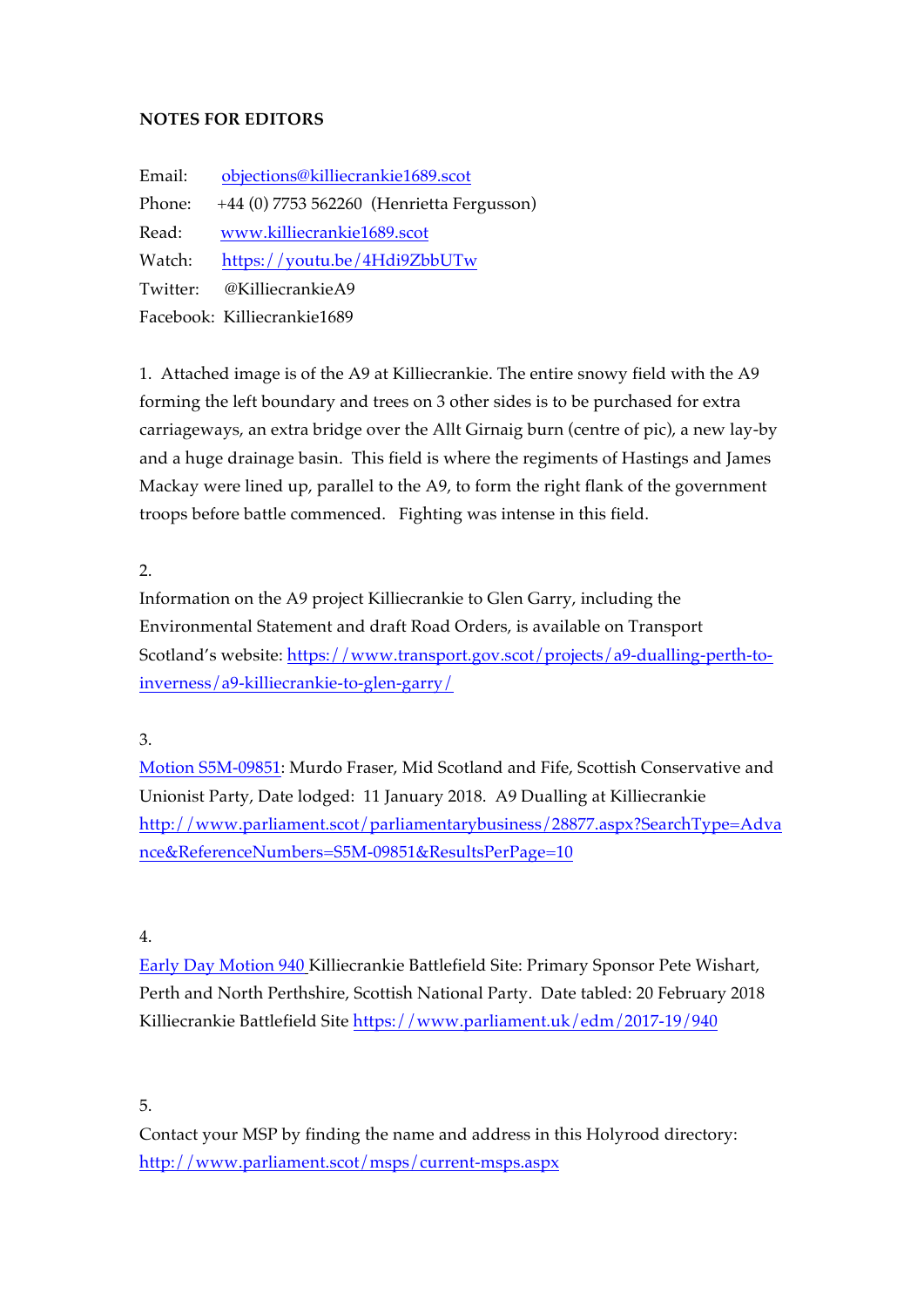**NOTES FOR EDITORS**

Email: objections@killiecrankie1689.scot
Phone: +44 (0) 7753 562260 (Henrietta Fergusson)
Read: www.killiecrankie1689.scot
Watch: https://youtu.be/4Hdi9ZbbUTw
Twitter: @KilliecrankieA9
Facebook: Killiecrankie1689

1. Attached image is of the A9 at Killiecrankie. The entire snowy field with the A9 forming the left boundary and trees on 3 other sides is to be purchased for extra carriageways, an extra bridge over the Allt Girnaig burn (centre of pic), a new lay-by and a huge drainage basin. This field is where the regiments of Hastings and James Mackay were lined up, parallel to the A9, to form the right flank of the government troops before battle commenced. Fighting was intense in this field.

2.
Information on the A9 project Killiecrankie to Glen Garry, including the Environmental Statement and draft Road Orders, is available on Transport Scotland's website: https://www.transport.gov.scot/projects/a9-dualling-perth-to-inverness/a9-killiecrankie-to-glen-garry/

3.
Motion S5M-09851: Murdo Fraser, Mid Scotland and Fife, Scottish Conservative and Unionist Party, Date lodged: 11 January 2018. A9 Dualling at Killiecrankie
http://www.parliament.scot/parliamentarybusiness/28877.aspx?SearchType=Advance&ReferenceNumbers=S5M-09851&ResultsPerPage=10

4.
Early Day Motion 940 Killiecrankie Battlefield Site: Primary Sponsor Pete Wishart, Perth and North Perthshire, Scottish National Party. Date tabled: 20 February 2018
Killiecrankie Battlefield Site https://www.parliament.uk/edm/2017-19/940

5.
Contact your MSP by finding the name and address in this Holyrood directory:
http://www.parliament.scot/msps/current-msps.aspx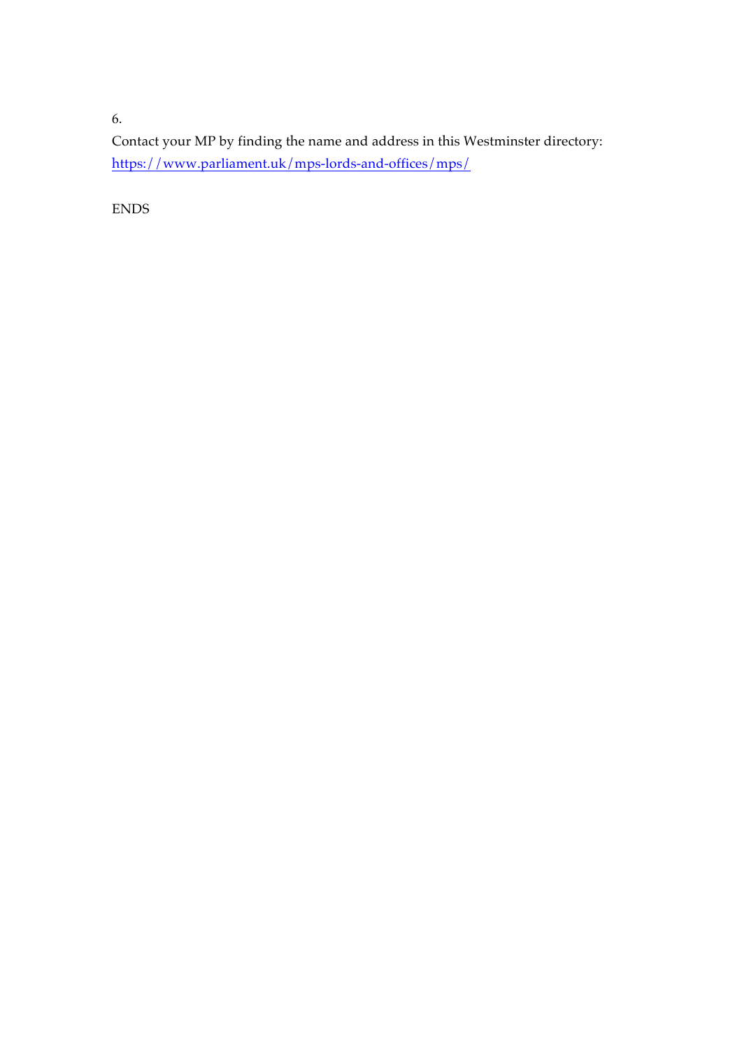6.

Contact your MP by finding the name and address in this Westminster directory: [https://www.parliament.uk/mps-lords-and-offices/mps/](https://www.parliament.uk/mps-lords-and-offices/mps/)

ENDS